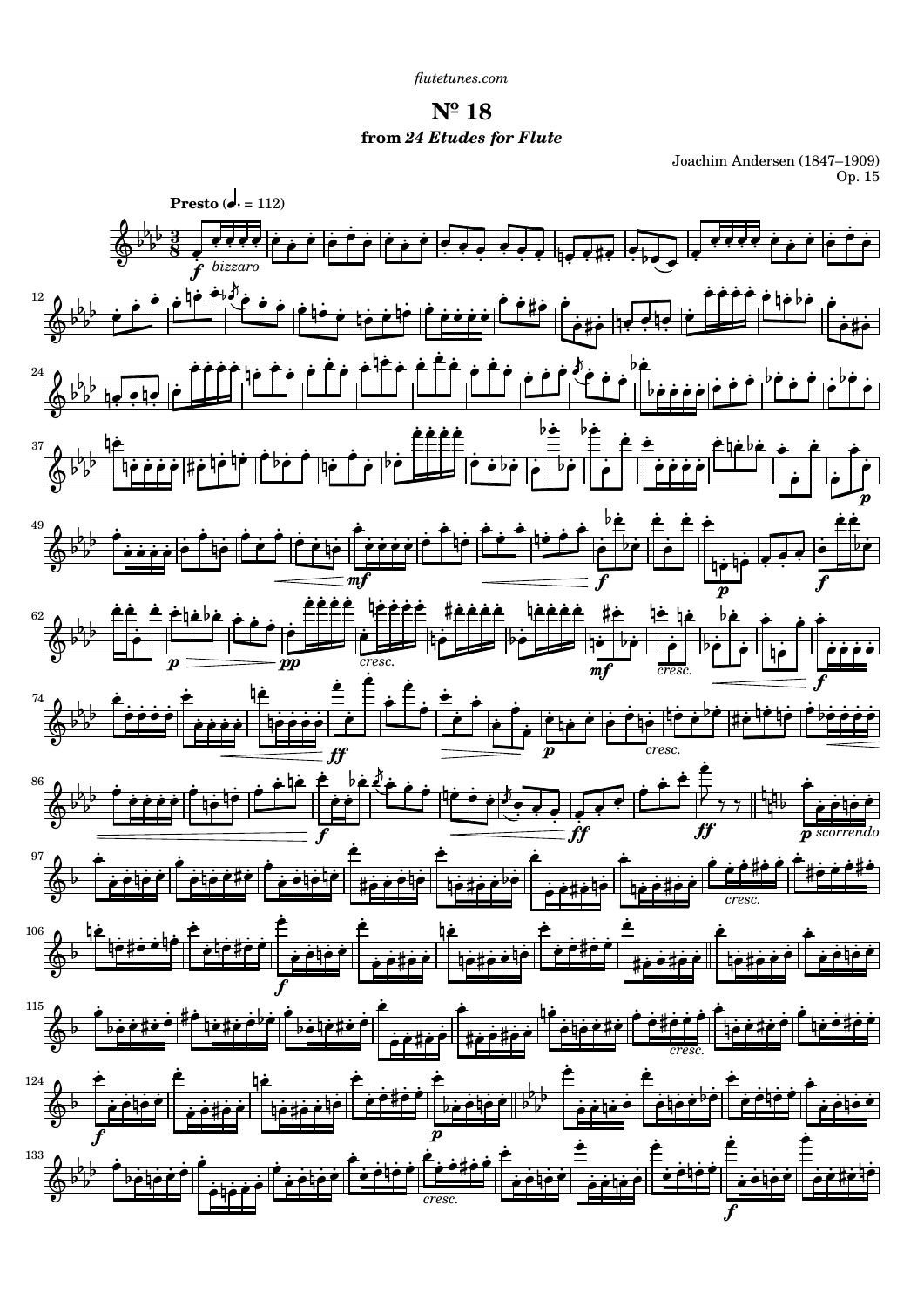flutetunes.com

# № 18

### from *24 Etudes for Flute*

Joachim Andersen (1847–1909)
Op. 15

**Presto** (♩. = 112)